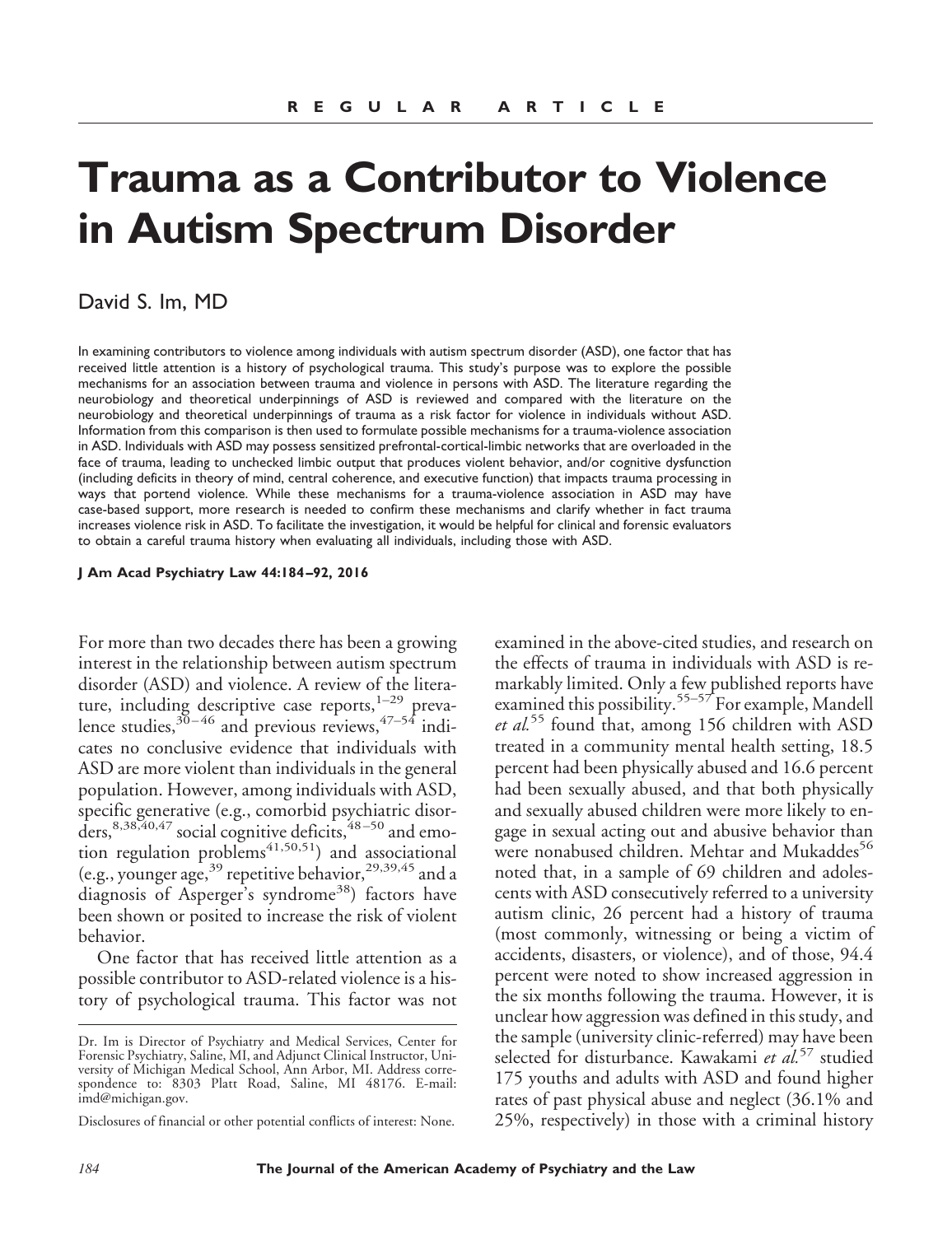REGULAR ARTICLE

# Trauma as a Contributor to Violence in Autism Spectrum Disorder

David S. Im, MD

In examining contributors to violence among individuals with autism spectrum disorder (ASD), one factor that has received little attention is a history of psychological trauma. This study's purpose was to explore the possible mechanisms for an association between trauma and violence in persons with ASD. The literature regarding the neurobiology and theoretical underpinnings of ASD is reviewed and compared with the literature on the neurobiology and theoretical underpinnings of trauma as a risk factor for violence in individuals without ASD. Information from this comparison is then used to formulate possible mechanisms for a trauma-violence association in ASD. Individuals with ASD may possess sensitized prefrontal-cortical-limbic networks that are overloaded in the face of trauma, leading to unchecked limbic output that produces violent behavior, and/or cognitive dysfunction (including deficits in theory of mind, central coherence, and executive function) that impacts trauma processing in ways that portend violence. While these mechanisms for a trauma-violence association in ASD may have case-based support, more research is needed to confirm these mechanisms and clarify whether in fact trauma increases violence risk in ASD. To facilitate the investigation, it would be helpful for clinical and forensic evaluators to obtain a careful trauma history when evaluating all individuals, including those with ASD.

**J Am Acad Psychiatry Law 44:184–92, 2016**

For more than two decades there has been a growing interest in the relationship between autism spectrum disorder (ASD) and violence. A review of the literature, including descriptive case reports,[1–29] prevalence studies,[30–46] and previous reviews,[47–54] indicates no conclusive evidence that individuals with ASD are more violent than individuals in the general population. However, among individuals with ASD, specific generative (e.g., comorbid psychiatric disorders,[8,38,40,47] social cognitive deficits,[48–50] and emotion regulation problems[41,50,51]) and associational (e.g., younger age,[39] repetitive behavior,[29,39,45] and a diagnosis of Asperger's syndrome[38]) factors have been shown or posited to increase the risk of violent behavior.

One factor that has received little attention as a possible contributor to ASD-related violence is a history of psychological trauma. This factor was not examined in the above-cited studies, and research on the effects of trauma in individuals with ASD is remarkably limited. Only a few published reports have examined this possibility.[55–57] For example, Mandell *et al.*[55] found that, among 156 children with ASD treated in a community mental health setting, 18.5 percent had been physically abused and 16.6 percent had been sexually abused, and that both physically and sexually abused children were more likely to engage in sexual acting out and abusive behavior than were nonabused children. Mehtar and Mukaddes[56] noted that, in a sample of 69 children and adolescents with ASD consecutively referred to a university autism clinic, 26 percent had a history of trauma (most commonly, witnessing or being a victim of accidents, disasters, or violence), and of those, 94.4 percent were noted to show increased aggression in the six months following the trauma. However, it is unclear how aggression was defined in this study, and the sample (university clinic-referred) may have been selected for disturbance. Kawakami *et al.*[57] studied 175 youths and adults with ASD and found higher rates of past physical abuse and neglect (36.1% and 25%, respectively) in those with a criminal history

Dr. Im is Director of Psychiatry and Medical Services, Center for Forensic Psychiatry, Saline, MI, and Adjunct Clinical Instructor, University of Michigan Medical School, Ann Arbor, MI. Address correspondence to: 8303 Platt Road, Saline, MI 48176. E-mail: imd@michigan.gov.

Disclosures of financial or other potential conflicts of interest: None.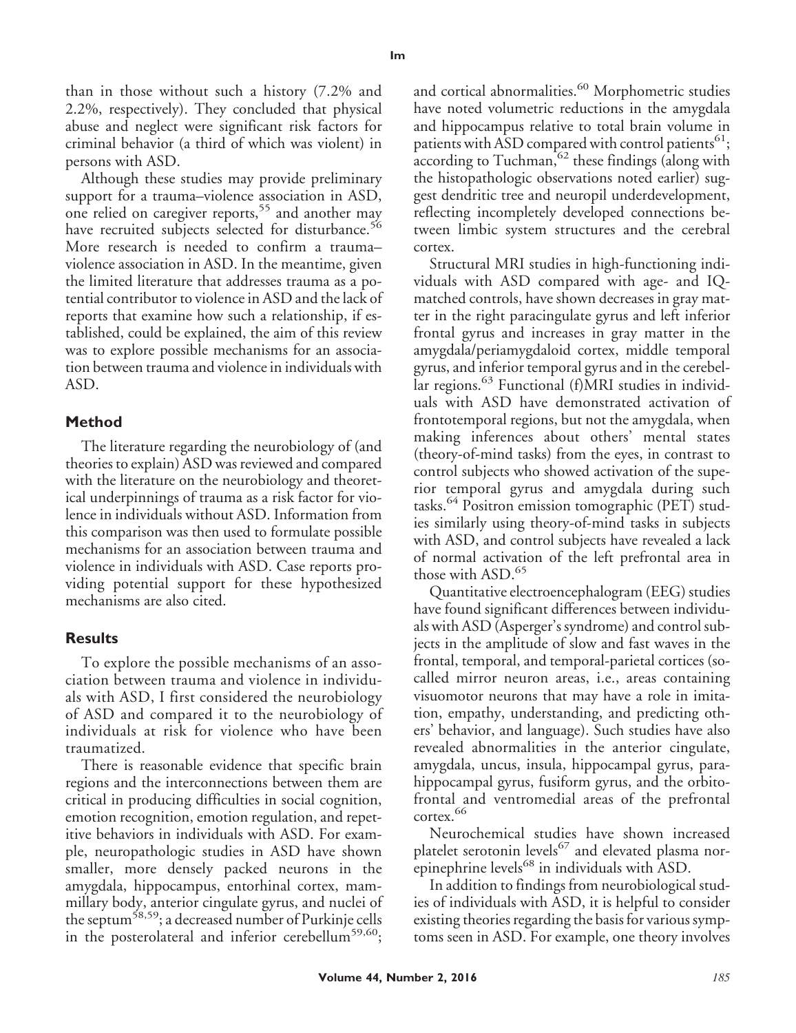than in those without such a history (7.2% and 2.2%, respectively). They concluded that physical abuse and neglect were significant risk factors for criminal behavior (a third of which was violent) in persons with ASD.

Although these studies may provide preliminary support for a trauma–violence association in ASD, one relied on caregiver reports,[55] and another may have recruited subjects selected for disturbance.[56] More research is needed to confirm a trauma–violence association in ASD. In the meantime, given the limited literature that addresses trauma as a potential contributor to violence in ASD and the lack of reports that examine how such a relationship, if established, could be explained, the aim of this review was to explore possible mechanisms for an association between trauma and violence in individuals with ASD.

## Method

The literature regarding the neurobiology of (and theories to explain) ASD was reviewed and compared with the literature on the neurobiology and theoretical underpinnings of trauma as a risk factor for violence in individuals without ASD. Information from this comparison was then used to formulate possible mechanisms for an association between trauma and violence in individuals with ASD. Case reports providing potential support for these hypothesized mechanisms are also cited.

## Results

To explore the possible mechanisms of an association between trauma and violence in individuals with ASD, I first considered the neurobiology of ASD and compared it to the neurobiology of individuals at risk for violence who have been traumatized.

There is reasonable evidence that specific brain regions and the interconnections between them are critical in producing difficulties in social cognition, emotion recognition, emotion regulation, and repetitive behaviors in individuals with ASD. For example, neuropathologic studies in ASD have shown smaller, more densely packed neurons in the amygdala, hippocampus, entorhinal cortex, mammillary body, anterior cingulate gyrus, and nuclei of the septum[58,59]; a decreased number of Purkinje cells in the posterolateral and inferior cerebellum[59,60]; and cortical abnormalities.[60] Morphometric studies have noted volumetric reductions in the amygdala and hippocampus relative to total brain volume in patients with ASD compared with control patients[61]; according to Tuchman,[62] these findings (along with the histopathologic observations noted earlier) suggest dendritic tree and neuropil underdevelopment, reflecting incompletely developed connections between limbic system structures and the cerebral cortex.

Structural MRI studies in high-functioning individuals with ASD compared with age- and IQ-matched controls, have shown decreases in gray matter in the right paracingulate gyrus and left inferior frontal gyrus and increases in gray matter in the amygdala/periamygdaloid cortex, middle temporal gyrus, and inferior temporal gyrus and in the cerebellar regions.[63] Functional (f)MRI studies in individuals with ASD have demonstrated activation of frontotemporal regions, but not the amygdala, when making inferences about others' mental states (theory-of-mind tasks) from the eyes, in contrast to control subjects who showed activation of the superior temporal gyrus and amygdala during such tasks.[64] Positron emission tomographic (PET) studies similarly using theory-of-mind tasks in subjects with ASD, and control subjects have revealed a lack of normal activation of the left prefrontal area in those with ASD.[65]

Quantitative electroencephalogram (EEG) studies have found significant differences between individuals with ASD (Asperger's syndrome) and control subjects in the amplitude of slow and fast waves in the frontal, temporal, and temporal-parietal cortices (so-called mirror neuron areas, i.e., areas containing visuomotor neurons that may have a role in imitation, empathy, understanding, and predicting others' behavior, and language). Such studies have also revealed abnormalities in the anterior cingulate, amygdala, uncus, insula, hippocampal gyrus, parahippocampal gyrus, fusiform gyrus, and the orbitofrontal and ventromedial areas of the prefrontal cortex.[66]

Neurochemical studies have shown increased platelet serotonin levels[67] and elevated plasma norepinephrine levels[68] in individuals with ASD.

In addition to findings from neurobiological studies of individuals with ASD, it is helpful to consider existing theories regarding the basis for various symptoms seen in ASD. For example, one theory involves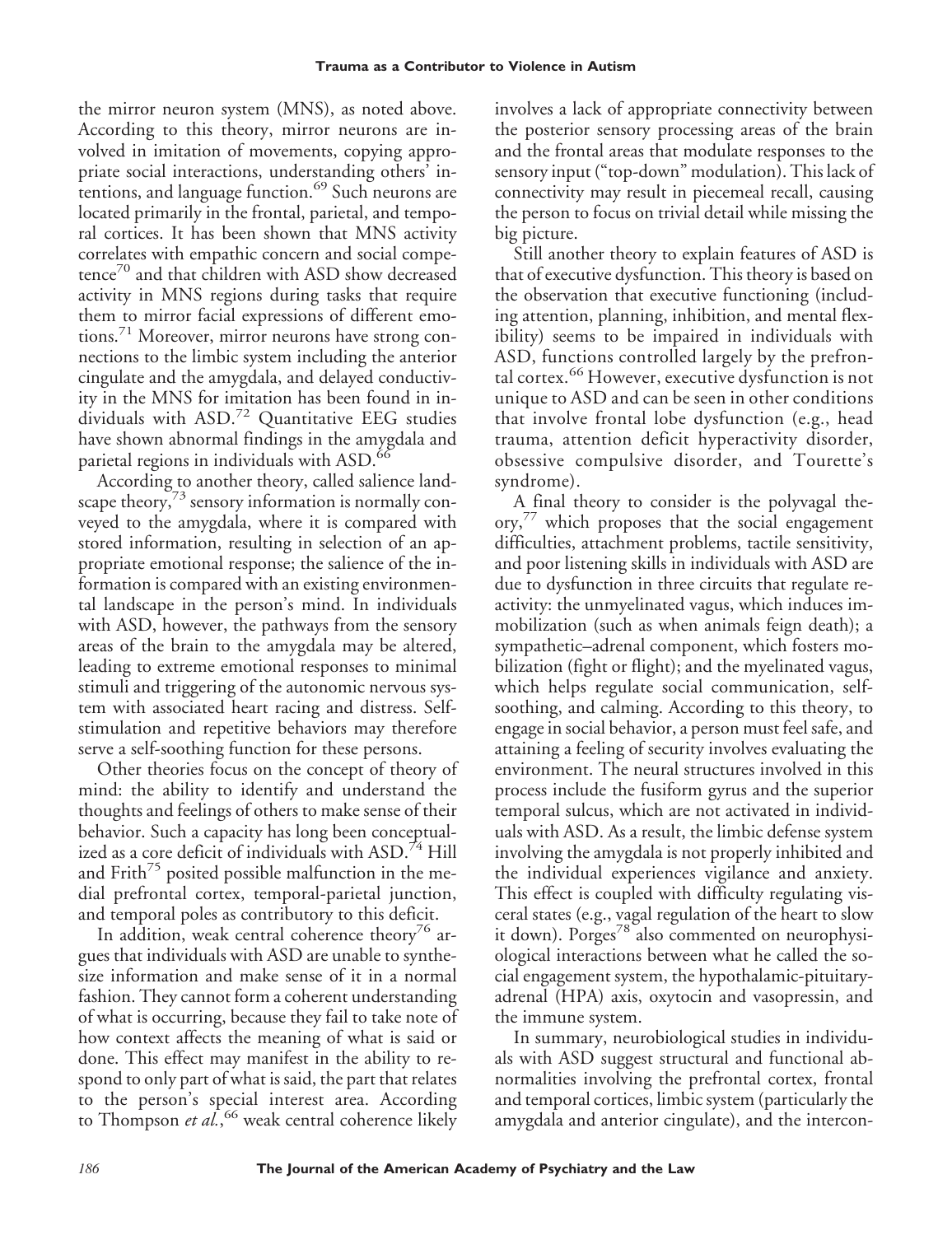the mirror neuron system (MNS), as noted above. According to this theory, mirror neurons are involved in imitation of movements, copying appropriate social interactions, understanding others' intentions, and language function.[69] Such neurons are located primarily in the frontal, parietal, and temporal cortices. It has been shown that MNS activity correlates with empathic concern and social competence[70] and that children with ASD show decreased activity in MNS regions during tasks that require them to mirror facial expressions of different emotions.[71] Moreover, mirror neurons have strong connections to the limbic system including the anterior cingulate and the amygdala, and delayed conductivity in the MNS for imitation has been found in individuals with ASD.[72] Quantitative EEG studies have shown abnormal findings in the amygdala and parietal regions in individuals with ASD.[66]

According to another theory, called salience landscape theory,[73] sensory information is normally conveyed to the amygdala, where it is compared with stored information, resulting in selection of an appropriate emotional response; the salience of the information is compared with an existing environmental landscape in the person's mind. In individuals with ASD, however, the pathways from the sensory areas of the brain to the amygdala may be altered, leading to extreme emotional responses to minimal stimuli and triggering of the autonomic nervous system with associated heart racing and distress. Self-stimulation and repetitive behaviors may therefore serve a self-soothing function for these persons.

Other theories focus on the concept of theory of mind: the ability to identify and understand the thoughts and feelings of others to make sense of their behavior. Such a capacity has long been conceptualized as a core deficit of individuals with ASD.[74] Hill and Frith[75] posited possible malfunction in the medial prefrontal cortex, temporal-parietal junction, and temporal poles as contributory to this deficit.

In addition, weak central coherence theory[76] argues that individuals with ASD are unable to synthesize information and make sense of it in a normal fashion. They cannot form a coherent understanding of what is occurring, because they fail to take note of how context affects the meaning of what is said or done. This effect may manifest in the ability to respond to only part of what is said, the part that relates to the person's special interest area. According to Thompson *et al.*,[66] weak central coherence likely involves a lack of appropriate connectivity between the posterior sensory processing areas of the brain and the frontal areas that modulate responses to the sensory input ("top-down" modulation). This lack of connectivity may result in piecemeal recall, causing the person to focus on trivial detail while missing the big picture.

Still another theory to explain features of ASD is that of executive dysfunction. This theory is based on the observation that executive functioning (including attention, planning, inhibition, and mental flexibility) seems to be impaired in individuals with ASD, functions controlled largely by the prefrontal cortex.[66] However, executive dysfunction is not unique to ASD and can be seen in other conditions that involve frontal lobe dysfunction (e.g., head trauma, attention deficit hyperactivity disorder, obsessive compulsive disorder, and Tourette's syndrome).

A final theory to consider is the polyvagal theory,[77] which proposes that the social engagement difficulties, attachment problems, tactile sensitivity, and poor listening skills in individuals with ASD are due to dysfunction in three circuits that regulate reactivity: the unmyelinated vagus, which induces immobilization (such as when animals feign death); a sympathetic–adrenal component, which fosters mobilization (fight or flight); and the myelinated vagus, which helps regulate social communication, self-soothing, and calming. According to this theory, to engage in social behavior, a person must feel safe, and attaining a feeling of security involves evaluating the environment. The neural structures involved in this process include the fusiform gyrus and the superior temporal sulcus, which are not activated in individuals with ASD. As a result, the limbic defense system involving the amygdala is not properly inhibited and the individual experiences vigilance and anxiety. This effect is coupled with difficulty regulating visceral states (e.g., vagal regulation of the heart to slow it down). Porges[78] also commented on neurophysiological interactions between what he called the social engagement system, the hypothalamic-pituitary-adrenal (HPA) axis, oxytocin and vasopressin, and the immune system.

In summary, neurobiological studies in individuals with ASD suggest structural and functional abnormalities involving the prefrontal cortex, frontal and temporal cortices, limbic system (particularly the amygdala and anterior cingulate), and the intercon-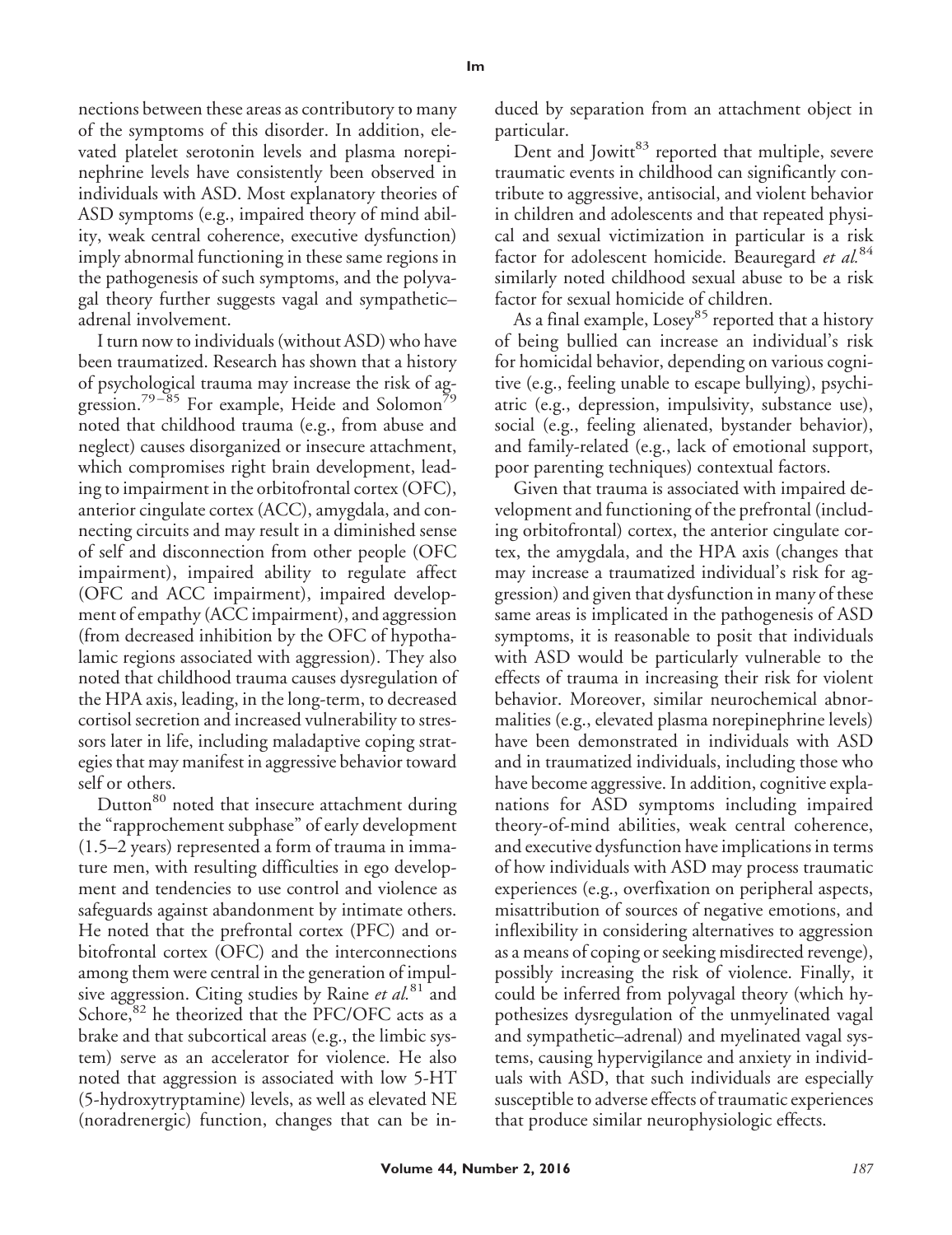nections between these areas as contributory to many of the symptoms of this disorder. In addition, elevated platelet serotonin levels and plasma norepinephrine levels have consistently been observed in individuals with ASD. Most explanatory theories of ASD symptoms (e.g., impaired theory of mind ability, weak central coherence, executive dysfunction) imply abnormal functioning in these same regions in the pathogenesis of such symptoms, and the polyvagal theory further suggests vagal and sympathetic–adrenal involvement.

I turn now to individuals (without ASD) who have been traumatized. Research has shown that a history of psychological trauma may increase the risk of aggression.[79–85] For example, Heide and Solomon[79] noted that childhood trauma (e.g., from abuse and neglect) causes disorganized or insecure attachment, which compromises right brain development, leading to impairment in the orbitofrontal cortex (OFC), anterior cingulate cortex (ACC), amygdala, and connecting circuits and may result in a diminished sense of self and disconnection from other people (OFC impairment), impaired ability to regulate affect (OFC and ACC impairment), impaired development of empathy (ACC impairment), and aggression (from decreased inhibition by the OFC of hypothalamic regions associated with aggression). They also noted that childhood trauma causes dysregulation of the HPA axis, leading, in the long-term, to decreased cortisol secretion and increased vulnerability to stressors later in life, including maladaptive coping strategies that may manifest in aggressive behavior toward self or others.

Dutton[80] noted that insecure attachment during the "rapprochement subphase" of early development (1.5–2 years) represented a form of trauma in immature men, with resulting difficulties in ego development and tendencies to use control and violence as safeguards against abandonment by intimate others. He noted that the prefrontal cortex (PFC) and orbitofrontal cortex (OFC) and the interconnections among them were central in the generation of impulsive aggression. Citing studies by Raine *et al.*[81] and Schore,[82] he theorized that the PFC/OFC acts as a brake and that subcortical areas (e.g., the limbic system) serve as an accelerator for violence. He also noted that aggression is associated with low 5-HT (5-hydroxytryptamine) levels, as well as elevated NE (noradrenergic) function, changes that can be induced by separation from an attachment object in particular.

Dent and Jowitt[83] reported that multiple, severe traumatic events in childhood can significantly contribute to aggressive, antisocial, and violent behavior in children and adolescents and that repeated physical and sexual victimization in particular is a risk factor for adolescent homicide. Beauregard *et al.*[84] similarly noted childhood sexual abuse to be a risk factor for sexual homicide of children.

As a final example, Losey[85] reported that a history of being bullied can increase an individual's risk for homicidal behavior, depending on various cognitive (e.g., feeling unable to escape bullying), psychiatric (e.g., depression, impulsivity, substance use), social (e.g., feeling alienated, bystander behavior), and family-related (e.g., lack of emotional support, poor parenting techniques) contextual factors.

Given that trauma is associated with impaired development and functioning of the prefrontal (including orbitofrontal) cortex, the anterior cingulate cortex, the amygdala, and the HPA axis (changes that may increase a traumatized individual's risk for aggression) and given that dysfunction in many of these same areas is implicated in the pathogenesis of ASD symptoms, it is reasonable to posit that individuals with ASD would be particularly vulnerable to the effects of trauma in increasing their risk for violent behavior. Moreover, similar neurochemical abnormalities (e.g., elevated plasma norepinephrine levels) have been demonstrated in individuals with ASD and in traumatized individuals, including those who have become aggressive. In addition, cognitive explanations for ASD symptoms including impaired theory-of-mind abilities, weak central coherence, and executive dysfunction have implications in terms of how individuals with ASD may process traumatic experiences (e.g., overfixation on peripheral aspects, misattribution of sources of negative emotions, and inflexibility in considering alternatives to aggression as a means of coping or seeking misdirected revenge), possibly increasing the risk of violence. Finally, it could be inferred from polyvagal theory (which hypothesizes dysregulation of the unmyelinated vagal and sympathetic–adrenal) and myelinated vagal systems, causing hypervigilance and anxiety in individuals with ASD, that such individuals are especially susceptible to adverse effects of traumatic experiences that produce similar neurophysiologic effects.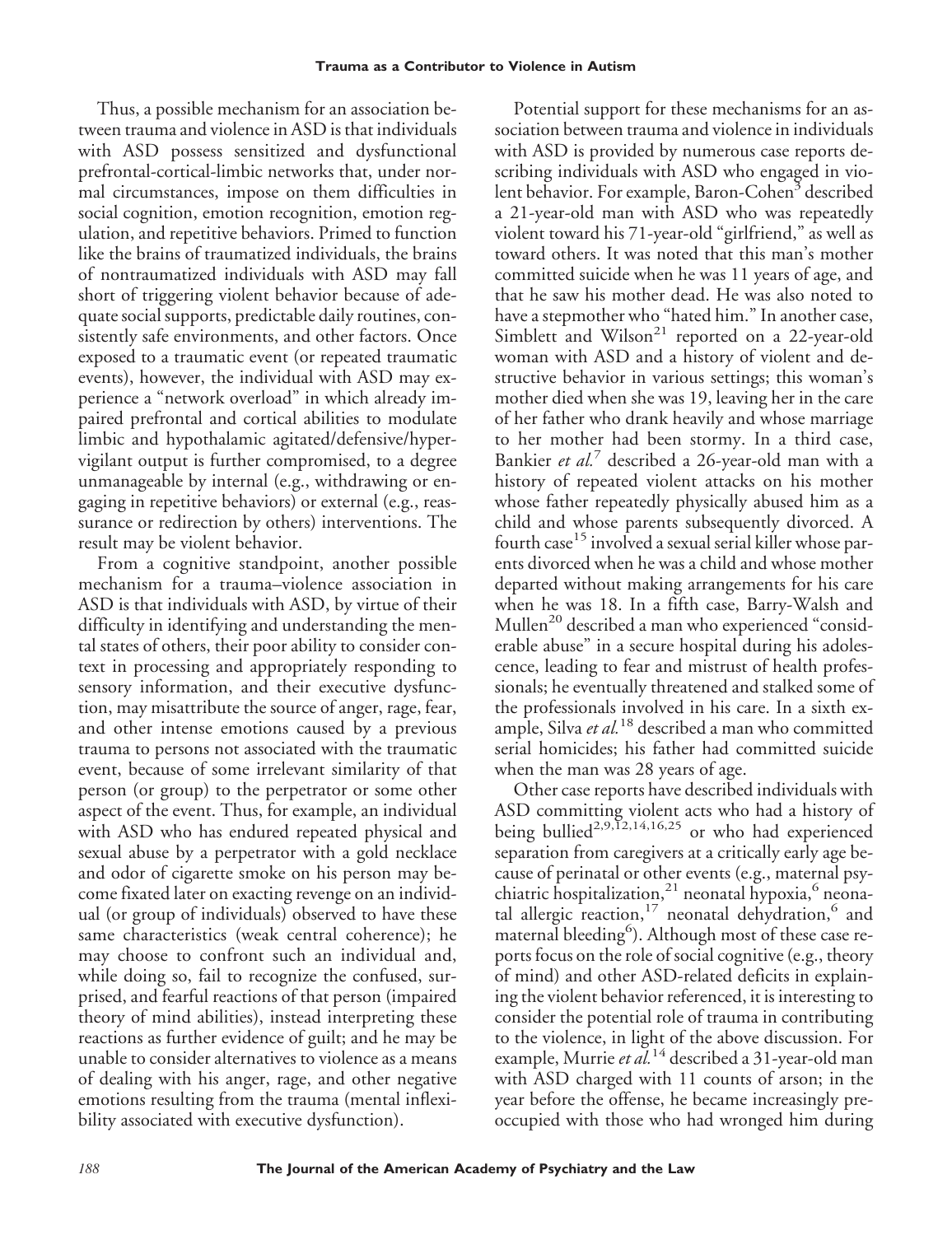Thus, a possible mechanism for an association between trauma and violence in ASD is that individuals with ASD possess sensitized and dysfunctional prefrontal-cortical-limbic networks that, under normal circumstances, impose on them difficulties in social cognition, emotion recognition, emotion regulation, and repetitive behaviors. Primed to function like the brains of traumatized individuals, the brains of nontraumatized individuals with ASD may fall short of triggering violent behavior because of adequate social supports, predictable daily routines, consistently safe environments, and other factors. Once exposed to a traumatic event (or repeated traumatic events), however, the individual with ASD may experience a "network overload" in which already impaired prefrontal and cortical abilities to modulate limbic and hypothalamic agitated/defensive/hypervigilant output is further compromised, to a degree unmanageable by internal (e.g., withdrawing or engaging in repetitive behaviors) or external (e.g., reassurance or redirection by others) interventions. The result may be violent behavior.

From a cognitive standpoint, another possible mechanism for a trauma–violence association in ASD is that individuals with ASD, by virtue of their difficulty in identifying and understanding the mental states of others, their poor ability to consider context in processing and appropriately responding to sensory information, and their executive dysfunction, may misattribute the source of anger, rage, fear, and other intense emotions caused by a previous trauma to persons not associated with the traumatic event, because of some irrelevant similarity of that person (or group) to the perpetrator or some other aspect of the event. Thus, for example, an individual with ASD who has endured repeated physical and sexual abuse by a perpetrator with a gold necklace and odor of cigarette smoke on his person may become fixated later on exacting revenge on an individual (or group of individuals) observed to have these same characteristics (weak central coherence); he may choose to confront such an individual and, while doing so, fail to recognize the confused, surprised, and fearful reactions of that person (impaired theory of mind abilities), instead interpreting these reactions as further evidence of guilt; and he may be unable to consider alternatives to violence as a means of dealing with his anger, rage, and other negative emotions resulting from the trauma (mental inflexibility associated with executive dysfunction).

Potential support for these mechanisms for an association between trauma and violence in individuals with ASD is provided by numerous case reports describing individuals with ASD who engaged in violent behavior. For example, Baron-Cohen[3] described a 21-year-old man with ASD who was repeatedly violent toward his 71-year-old "girlfriend," as well as toward others. It was noted that this man's mother committed suicide when he was 11 years of age, and that he saw his mother dead. He was also noted to have a stepmother who "hated him." In another case, Simblett and Wilson[21] reported on a 22-year-old woman with ASD and a history of violent and destructive behavior in various settings; this woman's mother died when she was 19, leaving her in the care of her father who drank heavily and whose marriage to her mother had been stormy. In a third case, Bankier *et al.*[7] described a 26-year-old man with a history of repeated violent attacks on his mother whose father repeatedly physically abused him as a child and whose parents subsequently divorced. A fourth case[15] involved a sexual serial killer whose parents divorced when he was a child and whose mother departed without making arrangements for his care when he was 18. In a fifth case, Barry-Walsh and Mullen[20] described a man who experienced "considerable abuse" in a secure hospital during his adolescence, leading to fear and mistrust of health professionals; he eventually threatened and stalked some of the professionals involved in his care. In a sixth example, Silva *et al.*[18] described a man who committed serial homicides; his father had committed suicide when the man was 28 years of age.

Other case reports have described individuals with ASD committing violent acts who had a history of being bullied[2,9,12,14,16,25] or who had experienced separation from caregivers at a critically early age because of perinatal or other events (e.g., maternal psychiatric hospitalization,[21] neonatal hypoxia,[6] neonatal allergic reaction,[17] neonatal dehydration,[6] and maternal bleeding[6]). Although most of these case reports focus on the role of social cognitive (e.g., theory of mind) and other ASD-related deficits in explaining the violent behavior referenced, it is interesting to consider the potential role of trauma in contributing to the violence, in light of the above discussion. For example, Murrie *et al.*[14] described a 31-year-old man with ASD charged with 11 counts of arson; in the year before the offense, he became increasingly preoccupied with those who had wronged him during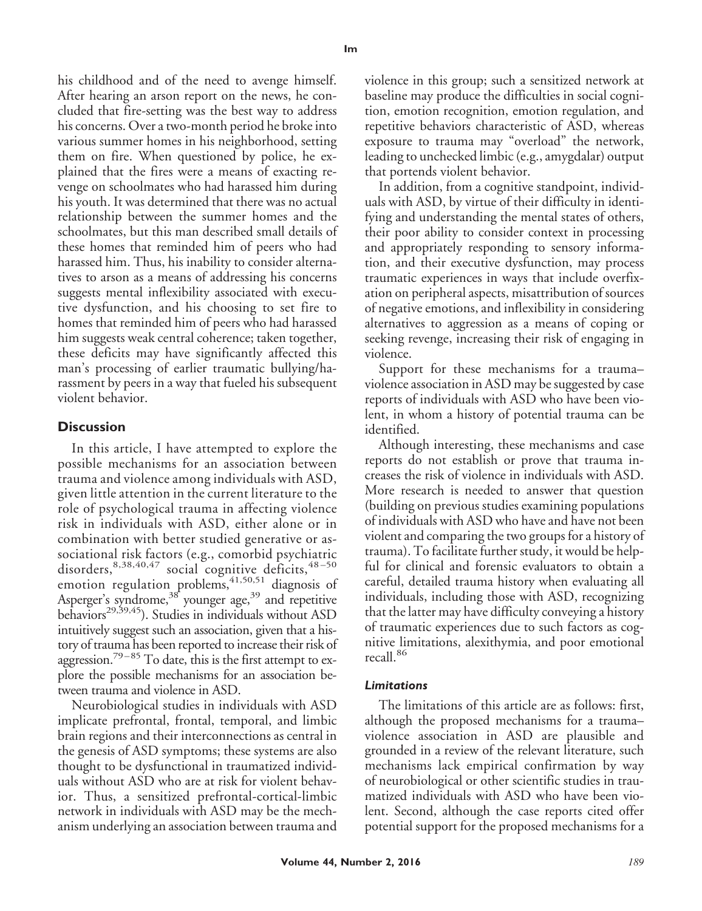his childhood and of the need to avenge himself. After hearing an arson report on the news, he concluded that fire-setting was the best way to address his concerns. Over a two-month period he broke into various summer homes in his neighborhood, setting them on fire. When questioned by police, he explained that the fires were a means of exacting revenge on schoolmates who had harassed him during his youth. It was determined that there was no actual relationship between the summer homes and the schoolmates, but this man described small details of these homes that reminded him of peers who had harassed him. Thus, his inability to consider alternatives to arson as a means of addressing his concerns suggests mental inflexibility associated with executive dysfunction, and his choosing to set fire to homes that reminded him of peers who had harassed him suggests weak central coherence; taken together, these deficits may have significantly affected this man's processing of earlier traumatic bullying/harassment by peers in a way that fueled his subsequent violent behavior.

## Discussion

In this article, I have attempted to explore the possible mechanisms for an association between trauma and violence among individuals with ASD, given little attention in the current literature to the role of psychological trauma in affecting violence risk in individuals with ASD, either alone or in combination with better studied generative or associational risk factors (e.g., comorbid psychiatric disorders,[8,38,40,47] social cognitive deficits,[48–50] emotion regulation problems,[41,50,51] diagnosis of Asperger's syndrome,[38] younger age,[39] and repetitive behaviors[29,39,45]). Studies in individuals without ASD intuitively suggest such an association, given that a history of trauma has been reported to increase their risk of aggression.[79–85] To date, this is the first attempt to explore the possible mechanisms for an association between trauma and violence in ASD.

Neurobiological studies in individuals with ASD implicate prefrontal, frontal, temporal, and limbic brain regions and their interconnections as central in the genesis of ASD symptoms; these systems are also thought to be dysfunctional in traumatized individuals without ASD who are at risk for violent behavior. Thus, a sensitized prefrontal-cortical-limbic network in individuals with ASD may be the mechanism underlying an association between trauma and violence in this group; such a sensitized network at baseline may produce the difficulties in social cognition, emotion recognition, emotion regulation, and repetitive behaviors characteristic of ASD, whereas exposure to trauma may "overload" the network, leading to unchecked limbic (e.g., amygdalar) output that portends violent behavior.

In addition, from a cognitive standpoint, individuals with ASD, by virtue of their difficulty in identifying and understanding the mental states of others, their poor ability to consider context in processing and appropriately responding to sensory information, and their executive dysfunction, may process traumatic experiences in ways that include overfixation on peripheral aspects, misattribution of sources of negative emotions, and inflexibility in considering alternatives to aggression as a means of coping or seeking revenge, increasing their risk of engaging in violence.

Support for these mechanisms for a trauma–violence association in ASD may be suggested by case reports of individuals with ASD who have been violent, in whom a history of potential trauma can be identified.

Although interesting, these mechanisms and case reports do not establish or prove that trauma increases the risk of violence in individuals with ASD. More research is needed to answer that question (building on previous studies examining populations of individuals with ASD who have and have not been violent and comparing the two groups for a history of trauma). To facilitate further study, it would be helpful for clinical and forensic evaluators to obtain a careful, detailed trauma history when evaluating all individuals, including those with ASD, recognizing that the latter may have difficulty conveying a history of traumatic experiences due to such factors as cognitive limitations, alexithymia, and poor emotional recall.[86]

### *Limitations*

The limitations of this article are as follows: first, although the proposed mechanisms for a trauma–violence association in ASD are plausible and grounded in a review of the relevant literature, such mechanisms lack empirical confirmation by way of neurobiological or other scientific studies in traumatized individuals with ASD who have been violent. Second, although the case reports cited offer potential support for the proposed mechanisms for a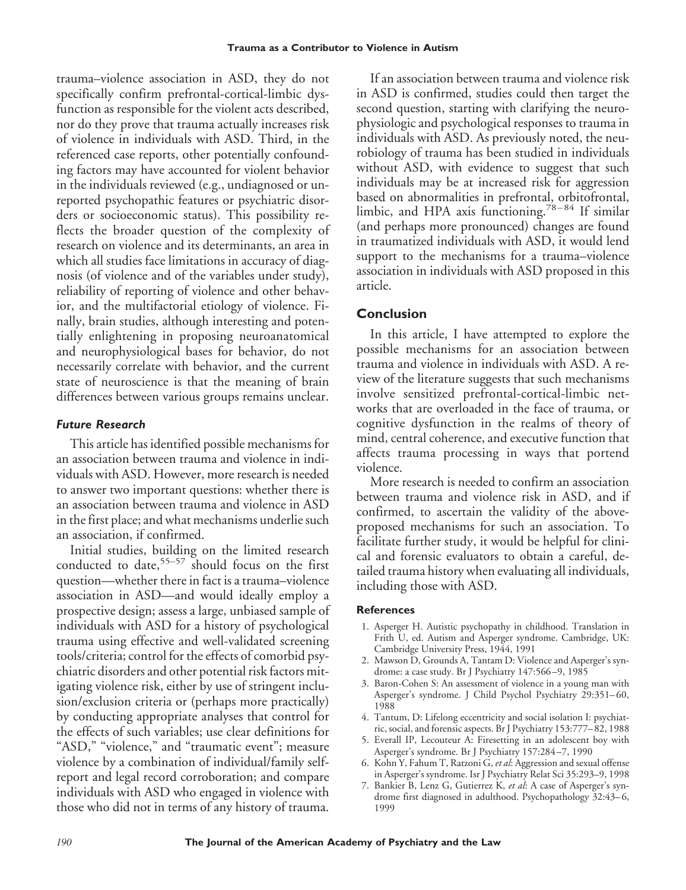trauma–violence association in ASD, they do not specifically confirm prefrontal-cortical-limbic dysfunction as responsible for the violent acts described, nor do they prove that trauma actually increases risk of violence in individuals with ASD. Third, in the referenced case reports, other potentially confounding factors may have accounted for violent behavior in the individuals reviewed (e.g., undiagnosed or unreported psychopathic features or psychiatric disorders or socioeconomic status). This possibility reflects the broader question of the complexity of research on violence and its determinants, an area in which all studies face limitations in accuracy of diagnosis (of violence and of the variables under study), reliability of reporting of violence and other behavior, and the multifactorial etiology of violence. Finally, brain studies, although interesting and potentially enlightening in proposing neuroanatomical and neurophysiological bases for behavior, do not necessarily correlate with behavior, and the current state of neuroscience is that the meaning of brain differences between various groups remains unclear.

### *Future Research*

This article has identified possible mechanisms for an association between trauma and violence in individuals with ASD. However, more research is needed to answer two important questions: whether there is an association between trauma and violence in ASD in the first place; and what mechanisms underlie such an association, if confirmed.

Initial studies, building on the limited research conducted to date,[55–57] should focus on the first question—whether there in fact is a trauma–violence association in ASD—and would ideally employ a prospective design; assess a large, unbiased sample of individuals with ASD for a history of psychological trauma using effective and well-validated screening tools/criteria; control for the effects of comorbid psychiatric disorders and other potential risk factors mitigating violence risk, either by use of stringent inclusion/exclusion criteria or (perhaps more practically) by conducting appropriate analyses that control for the effects of such variables; use clear definitions for "ASD," "violence," and "traumatic event"; measure violence by a combination of individual/family self-report and legal record corroboration; and compare individuals with ASD who engaged in violence with those who did not in terms of any history of trauma.

If an association between trauma and violence risk in ASD is confirmed, studies could then target the second question, starting with clarifying the neurophysiologic and psychological responses to trauma in individuals with ASD. As previously noted, the neurobiology of trauma has been studied in individuals without ASD, with evidence to suggest that such individuals may be at increased risk for aggression based on abnormalities in prefrontal, orbitofrontal, limbic, and HPA axis functioning.[78–84] If similar (and perhaps more pronounced) changes are found in traumatized individuals with ASD, it would lend support to the mechanisms for a trauma–violence association in individuals with ASD proposed in this article.

## Conclusion

In this article, I have attempted to explore the possible mechanisms for an association between trauma and violence in individuals with ASD. A review of the literature suggests that such mechanisms involve sensitized prefrontal-cortical-limbic networks that are overloaded in the face of trauma, or cognitive dysfunction in the realms of theory of mind, central coherence, and executive function that affects trauma processing in ways that portend violence.

More research is needed to confirm an association between trauma and violence risk in ASD, and if confirmed, to ascertain the validity of the above-proposed mechanisms for such an association. To facilitate further study, it would be helpful for clinical and forensic evaluators to obtain a careful, detailed trauma history when evaluating all individuals, including those with ASD.

#### References

1. Asperger H. Autistic psychopathy in childhood. Translation in Frith U, ed. Autism and Asperger syndrome. Cambridge, UK: Cambridge University Press, 1944, 1991
2. Mawson D, Grounds A, Tantam D: Violence and Asperger's syndrome: a case study. Br J Psychiatry 147:566–9, 1985
3. Baron-Cohen S: An assessment of violence in a young man with Asperger's syndrome. J Child Psychol Psychiatry 29:351–60, 1988
4. Tantum, D: Lifelong eccentricity and social isolation I: psychiatric, social, and forensic aspects. Br J Psychiatry 153:777–82, 1988
5. Everall IP, Lecouteur A: Firesetting in an adolescent boy with Asperger's syndrome. Br J Psychiatry 157:284–7, 1990
6. Kohn Y, Fahum T, Ratzoni G, *et al*: Aggression and sexual offense in Asperger's syndrome. Isr J Psychiatry Relat Sci 35:293–9, 1998
7. Bankier B, Lenz G, Gutierrez K, *et al*: A case of Asperger's syndrome first diagnosed in adulthood. Psychopathology 32:43–6, 1999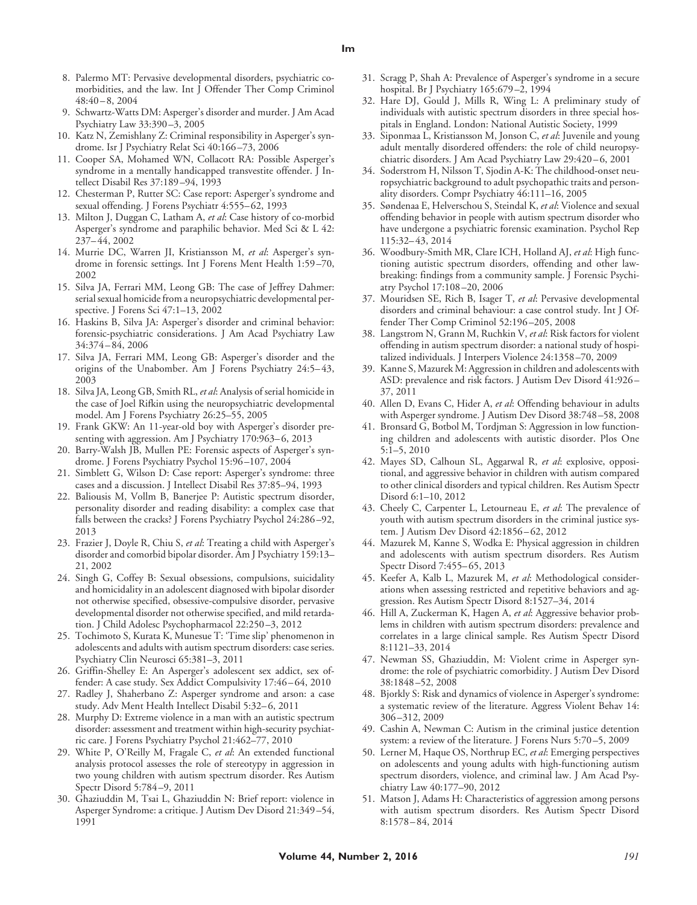8. Palermo MT: Pervasive developmental disorders, psychiatric comorbidities, and the law. Int J Offender Ther Comp Criminol 48:40–8, 2004
9. Schwartz-Watts DM: Asperger's disorder and murder. J Am Acad Psychiatry Law 33:390–3, 2005
10. Katz N, Zemishlany Z: Criminal responsibility in Asperger's syndrome. Isr J Psychiatry Relat Sci 40:166–73, 2006
11. Cooper SA, Mohamed WN, Collacott RA: Possible Asperger's syndrome in a mentally handicapped transvestite offender. J Intellect Disabil Res 37:189–94, 1993
12. Chesterman P, Rutter SC: Case report: Asperger's syndrome and sexual offending. J Forens Psychiatr 4:555–62, 1993
13. Milton J, Duggan C, Latham A, *et al*: Case history of co-morbid Asperger's syndrome and paraphilic behavior. Med Sci & L 42: 237–44, 2002
14. Murrie DC, Warren JI, Kristiansson M, *et al*: Asperger's syndrome in forensic settings. Int J Forens Ment Health 1:59–70, 2002
15. Silva JA, Ferrari MM, Leong GB: The case of Jeffrey Dahmer: serial sexual homicide from a neuropsychiatric developmental perspective. J Forens Sci 47:1–13, 2002
16. Haskins B, Silva JA: Asperger's disorder and criminal behavior: forensic-psychiatric considerations. J Am Acad Psychiatry Law 34:374–84, 2006
17. Silva JA, Ferrari MM, Leong GB: Asperger's disorder and the origins of the Unabomber. Am J Forens Psychiatry 24:5–43, 2003
18. Silva JA, Leong GB, Smith RL, *et al*: Analysis of serial homicide in the case of Joel Rifkin using the neuropsychiatric developmental model. Am J Forens Psychiatry 26:25–55, 2005
19. Frank GKW: An 11-year-old boy with Asperger's disorder presenting with aggression. Am J Psychiatry 170:963–6, 2013
20. Barry-Walsh JB, Mullen PE: Forensic aspects of Asperger's syndrome. J Forens Psychiatry Psychol 15:96–107, 2004
21. Simblett G, Wilson D: Case report: Asperger's syndrome: three cases and a discussion. J Intellect Disabil Res 37:85–94, 1993
22. Baliousis M, Vollm B, Banerjee P: Autistic spectrum disorder, personality disorder and reading disability: a complex case that falls between the cracks? J Forens Psychiatry Psychol 24:286–92, 2013
23. Frazier J, Doyle R, Chiu S, *et al*: Treating a child with Asperger's disorder and comorbid bipolar disorder. Am J Psychiatry 159:13–21, 2002
24. Singh G, Coffey B: Sexual obsessions, compulsions, suicidality and homicidality in an adolescent diagnosed with bipolar disorder not otherwise specified, obsessive-compulsive disorder, pervasive developmental disorder not otherwise specified, and mild retardation. J Child Adolesc Psychopharmacol 22:250–3, 2012
25. Tochimoto S, Kurata K, Munesue T: 'Time slip' phenomenon in adolescents and adults with autism spectrum disorders: case series. Psychiatry Clin Neurosci 65:381–3, 2011
26. Griffin-Shelley E: An Asperger's adolescent sex addict, sex offender: A case study. Sex Addict Compulsivity 17:46–64, 2010
27. Radley J, Shaherbano Z: Asperger syndrome and arson: a case study. Adv Ment Health Intellect Disabil 5:32–6, 2011
28. Murphy D: Extreme violence in a man with an autistic spectrum disorder: assessment and treatment within high-security psychiatric care. J Forens Psychiatry Psychol 21:462–77, 2010
29. White P, O'Reilly M, Fragale C, *et al*: An extended functional analysis protocol assesses the role of stereotypy in aggression in two young children with autism spectrum disorder. Res Autism Spectr Disord 5:784–9, 2011
30. Ghaziuddin M, Tsai L, Ghaziuddin N: Brief report: violence in Asperger Syndrome: a critique. J Autism Dev Disord 21:349–54, 1991
31. Scragg P, Shah A: Prevalence of Asperger's syndrome in a secure hospital. Br J Psychiatry 165:679–2, 1994
32. Hare DJ, Gould J, Mills R, Wing L: A preliminary study of individuals with autistic spectrum disorders in three special hospitals in England. London: National Autistic Society, 1999
33. Siponmaa L, Kristiansson M, Jonson C, *et al*: Juvenile and young adult mentally disordered offenders: the role of child neuropsychiatric disorders. J Am Acad Psychiatry Law 29:420–6, 2001
34. Soderstrom H, Nilsson T, Sjodin A-K: The childhood-onset neuropsychiatric background to adult psychopathic traits and personality disorders. Compr Psychiatry 46:111–16, 2005
35. Søndenaa E, Helverschou S, Steindal K, *et al*: Violence and sexual offending behavior in people with autism spectrum disorder who have undergone a psychiatric forensic examination. Psychol Rep 115:32–43, 2014
36. Woodbury-Smith MR, Clare ICH, Holland AJ, *et al*: High functioning autistic spectrum disorders, offending and other lawbreaking: findings from a community sample. J Forensic Psychiatry Psychol 17:108–20, 2006
37. Mouridsen SE, Rich B, Isager T, *et al*: Pervasive developmental disorders and criminal behaviour: a case control study. Int J Offender Ther Comp Criminol 52:196–205, 2008
38. Langstrom N, Grann M, Ruchkin V, *et al*: Risk factors for violent offending in autism spectrum disorder: a national study of hospitalized individuals. J Interpers Violence 24:1358–70, 2009
39. Kanne S, Mazurek M: Aggression in children and adolescents with ASD: prevalence and risk factors. J Autism Dev Disord 41:926–37, 2011
40. Allen D, Evans C, Hider A, *et al*: Offending behaviour in adults with Asperger syndrome. J Autism Dev Disord 38:748–58, 2008
41. Bronsard G, Botbol M, Tordjman S: Aggression in low functioning children and adolescents with autistic disorder. Plos One 5:1–5, 2010
42. Mayes SD, Calhoun SL, Aggarwal R, *et al*: explosive, oppositional, and aggressive behavior in children with autism compared to other clinical disorders and typical children. Res Autism Spectr Disord 6:1–10, 2012
43. Cheely C, Carpenter L, Letourneau E, *et al*: The prevalence of youth with autism spectrum disorders in the criminal justice system. J Autism Dev Disord 42:1856–62, 2012
44. Mazurek M, Kanne S, Wodka E: Physical aggression in children and adolescents with autism spectrum disorders. Res Autism Spectr Disord 7:455–65, 2013
45. Keefer A, Kalb L, Mazurek M, *et al*: Methodological considerations when assessing restricted and repetitive behaviors and aggression. Res Autism Spectr Disord 8:1527–34, 2014
46. Hill A, Zuckerman K, Hagen A, *et al*: Aggressive behavior problems in children with autism spectrum disorders: prevalence and correlates in a large clinical sample. Res Autism Spectr Disord 8:1121–33, 2014
47. Newman SS, Ghaziuddin, M: Violent crime in Asperger syndrome: the role of psychiatric comorbidity. J Autism Dev Disord 38:1848–52, 2008
48. Bjorkly S: Risk and dynamics of violence in Asperger's syndrome: a systematic review of the literature. Aggress Violent Behav 14: 306–312, 2009
49. Cashin A, Newman C: Autism in the criminal justice detention system: a review of the literature. J Forens Nurs 5:70–5, 2009
50. Lerner M, Haque OS, Northrup EC, *et al*: Emerging perspectives on adolescents and young adults with high-functioning autism spectrum disorders, violence, and criminal law. J Am Acad Psychiatry Law 40:177–90, 2012
51. Matson J, Adams H: Characteristics of aggression among persons with autism spectrum disorders. Res Autism Spectr Disord 8:1578–84, 2014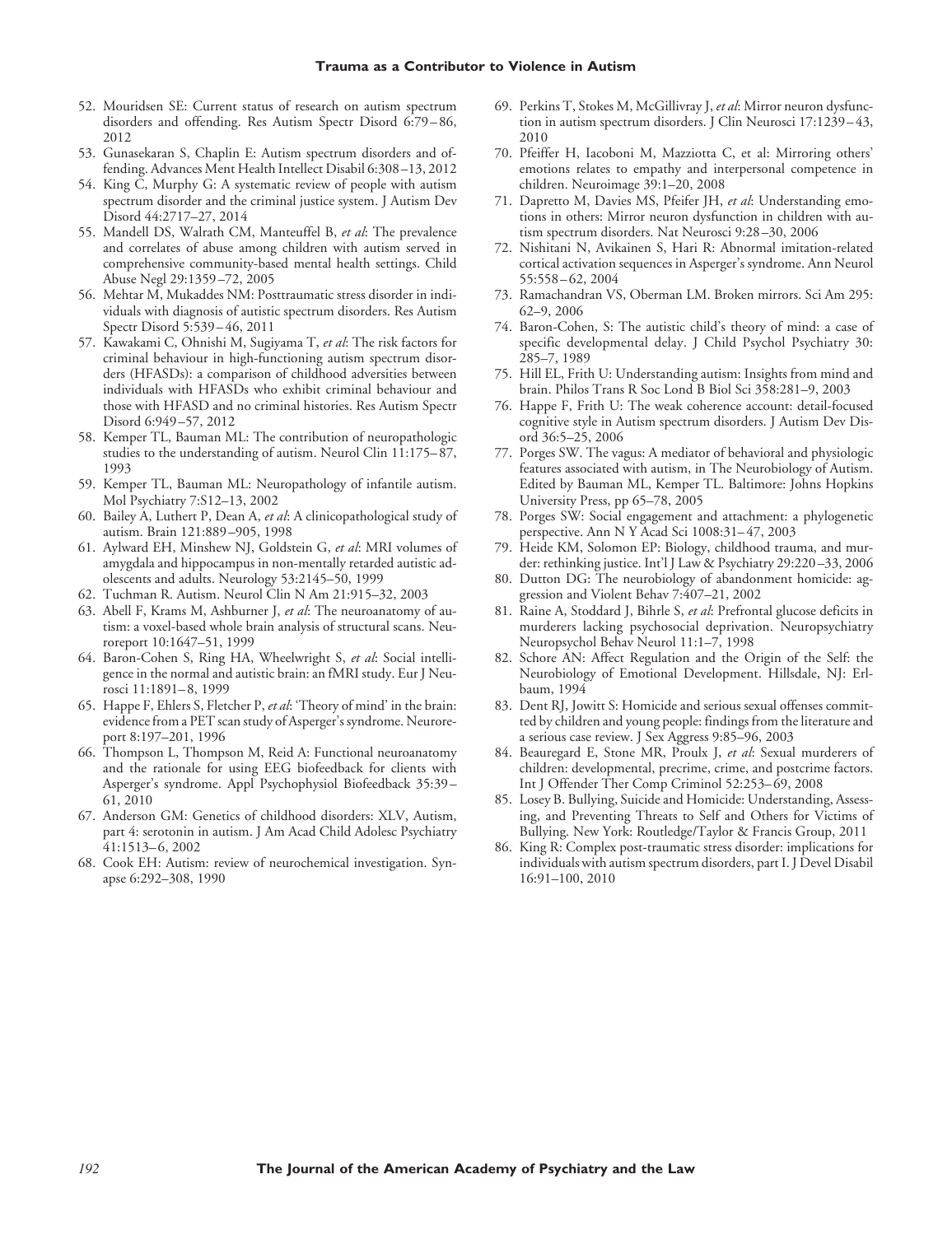52. Mouridsen SE: Current status of research on autism spectrum disorders and offending. Res Autism Spectr Disord 6:79–86, 2012
53. Gunasekaran S, Chaplin E: Autism spectrum disorders and offending. Advances Ment Health Intellect Disabil 6:308–13, 2012
54. King C, Murphy G: A systematic review of people with autism spectrum disorder and the criminal justice system. J Autism Dev Disord 44:2717–27, 2014
55. Mandell DS, Walrath CM, Manteuffel B, *et al*: The prevalence and correlates of abuse among children with autism served in comprehensive community-based mental health settings. Child Abuse Negl 29:1359–72, 2005
56. Mehtar M, Mukaddes NM: Posttraumatic stress disorder in individuals with diagnosis of autistic spectrum disorders. Res Autism Spectr Disord 5:539–46, 2011
57. Kawakami C, Ohnishi M, Sugiyama T, *et al*: The risk factors for criminal behaviour in high-functioning autism spectrum disorders (HFASDs): a comparison of childhood adversities between individuals with HFASDs who exhibit criminal behaviour and those with HFASD and no criminal histories. Res Autism Spectr Disord 6:949–57, 2012
58. Kemper TL, Bauman ML: The contribution of neuropathologic studies to the understanding of autism. Neurol Clin 11:175–87, 1993
59. Kemper TL, Bauman ML: Neuropathology of infantile autism. Mol Psychiatry 7:S12–13, 2002
60. Bailey A, Luthert P, Dean A, *et al*: A clinicopathological study of autism. Brain 121:889–905, 1998
61. Aylward EH, Minshew NJ, Goldstein G, *et al*: MRI volumes of amygdala and hippocampus in non-mentally retarded autistic adolescents and adults. Neurology 53:2145–50, 1999
62. Tuchman R. Autism. Neurol Clin N Am 21:915–32, 2003
63. Abell F, Krams M, Ashburner J, *et al*: The neuroanatomy of autism: a voxel-based whole brain analysis of structural scans. Neuroreport 10:1647–51, 1999
64. Baron-Cohen S, Ring HA, Wheelwright S, *et al*: Social intelligence in the normal and autistic brain: an fMRI study. Eur J Neurosci 11:1891–8, 1999
65. Happe F, Ehlers S, Fletcher P, *et al*: 'Theory of mind' in the brain: evidence from a PET scan study of Asperger's syndrome. Neuroreport 8:197–201, 1996
66. Thompson L, Thompson M, Reid A: Functional neuroanatomy and the rationale for using EEG biofeedback for clients with Asperger's syndrome. Appl Psychophysiol Biofeedback 35:39–61, 2010
67. Anderson GM: Genetics of childhood disorders: XLV, Autism, part 4: serotonin in autism. J Am Acad Child Adolesc Psychiatry 41:1513–6, 2002
68. Cook EH: Autism: review of neurochemical investigation. Synapse 6:292–308, 1990
69. Perkins T, Stokes M, McGillivray J, *et al*: Mirror neuron dysfunction in autism spectrum disorders. J Clin Neurosci 17:1239–43, 2010
70. Pfeiffer H, Iacoboni M, Mazziotta C, et al: Mirroring others' emotions relates to empathy and interpersonal competence in children. Neuroimage 39:1–20, 2008
71. Dapretto M, Davies MS, Pfeifer JH, *et al*: Understanding emotions in others: Mirror neuron dysfunction in children with autism spectrum disorders. Nat Neurosci 9:28–30, 2006
72. Nishitani N, Avikainen S, Hari R: Abnormal imitation-related cortical activation sequences in Asperger's syndrome. Ann Neurol 55:558–62, 2004
73. Ramachandran VS, Oberman LM. Broken mirrors. Sci Am 295: 62–9, 2006
74. Baron-Cohen, S: The autistic child's theory of mind: a case of specific developmental delay. J Child Psychol Psychiatry 30: 285–7, 1989
75. Hill EL, Frith U: Understanding autism: Insights from mind and brain. Philos Trans R Soc Lond B Biol Sci 358:281–9, 2003
76. Happe F, Frith U: The weak coherence account: detail-focused cognitive style in Autism spectrum disorders. J Autism Dev Disord 36:5–25, 2006
77. Porges SW. The vagus: A mediator of behavioral and physiologic features associated with autism, in The Neurobiology of Autism. Edited by Bauman ML, Kemper TL. Baltimore: Johns Hopkins University Press, pp 65–78, 2005
78. Porges SW: Social engagement and attachment: a phylogenetic perspective. Ann N Y Acad Sci 1008:31–47, 2003
79. Heide KM, Solomon EP: Biology, childhood trauma, and murder: rethinking justice. Int'l J Law & Psychiatry 29:220–33, 2006
80. Dutton DG: The neurobiology of abandonment homicide: aggression and Violent Behav 7:407–21, 2002
81. Raine A, Stoddard J, Bihrle S, *et al*: Prefrontal glucose deficits in murderers lacking psychosocial deprivation. Neuropsychiatry Neuropsychol Behav Neurol 11:1–7, 1998
82. Schore AN: Affect Regulation and the Origin of the Self: the Neurobiology of Emotional Development. Hillsdale, NJ: Erlbaum, 1994
83. Dent RJ, Jowitt S: Homicide and serious sexual offenses committed by children and young people: findings from the literature and a serious case review. J Sex Aggress 9:85–96, 2003
84. Beauregard E, Stone MR, Proulx J, *et al*: Sexual murderers of children: developmental, precrime, crime, and postcrime factors. Int J Offender Ther Comp Criminol 52:253–69, 2008
85. Losey B. Bullying, Suicide and Homicide: Understanding, Assessing, and Preventing Threats to Self and Others for Victims of Bullying. New York: Routledge/Taylor & Francis Group, 2011
86. King R: Complex post-traumatic stress disorder: implications for individuals with autism spectrum disorders, part I. J Devel Disabil 16:91–100, 2010